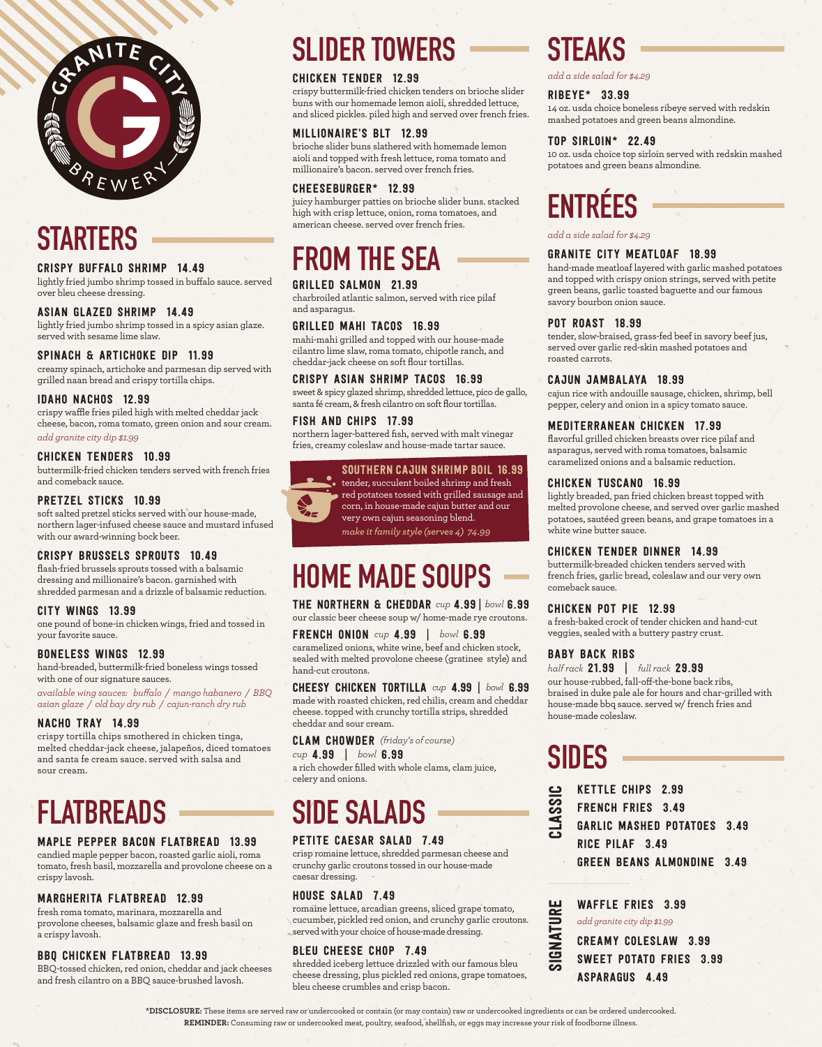GRANITE CITY BREWERY

## STARTERS

### CRISPY BUFFALO SHRIMP 14.49
lightly fried jumbo shrimp tossed in buffalo sauce. served over bleu cheese dressing.

### ASIAN GLAZED SHRIMP 14.49
lightly fried jumbo shrimp tossed in a spicy asian glaze. served with sesame lime slaw.

### SPINACH & ARTICHOKE DIP 11.99
creamy spinach, artichoke and parmesan dip served with grilled naan bread and crispy tortilla chips.

### IDAHO NACHOS 12.99
crispy waffle fries piled high with melted cheddar jack cheese, bacon, roma tomato, green onion and sour cream.
*add granite city dip $1.99*

### CHICKEN TENDERS 10.99
buttermilk-fried chicken tenders served with french fries and comeback sauce.

### PRETZEL STICKS 10.99
soft salted pretzel sticks served with our house-made, northern lager-infused cheese sauce and mustard infused with our award-winning bock beer.

### CRISPY BRUSSELS SPROUTS 10.49
flash-fried brussels sprouts tossed with a balsamic dressing and millionaire's bacon. garnished with shredded parmesan and a drizzle of balsamic reduction.

### CITY WINGS 13.99
one pound of bone-in chicken wings, fried and tossed in your favorite sauce.

### BONELESS WINGS 12.99
hand-breaded, buttermilk-fried boneless wings tossed with one of our signature sauces.
*available wing sauces: buffalo / mango habanero / BBQ asian glaze / old bay dry rub / cajun-ranch dry rub*

### NACHO TRAY 14.99
crispy tortilla chips smothered in chicken tinga, melted cheddar-jack cheese, jalapeños, diced tomatoes and santa fe cream sauce. served with salsa and sour cream.

## FLATBREADS

### MAPLE PEPPER BACON FLATBREAD 13.99
candied maple pepper bacon, roasted garlic aioli, roma tomato, fresh basil, mozzarella and provolone cheese on a crispy lavosh.

### MARGHERITA FLATBREAD 12.99
fresh roma tomato, marinara, mozzarella and provolone cheeses, balsamic glaze and fresh basil on a crispy lavosh.

### BBQ CHICKEN FLATBREAD 13.99
BBQ-tossed chicken, red onion, cheddar and jack cheeses and fresh cilantro on a BBQ sauce-brushed lavosh.

## SLIDER TOWERS

### CHICKEN TENDER 12.99
crispy buttermilk-fried chicken tenders on brioche slider buns with our homemade lemon aioli, shredded lettuce, and sliced pickles. piled high and served over french fries.

### MILLIONAIRE'S BLT 12.99
brioche slider buns slathered with homemade lemon aioli and topped with fresh lettuce, roma tomato and millionaire's bacon. served over french fries.

### CHEESEBURGER* 12.99
juicy hamburger patties on brioche slider buns. stacked high with crisp lettuce, onion, roma tomatoes, and american cheese. served over french fries.

## FROM THE SEA

### GRILLED SALMON 21.99
charbroiled atlantic salmon, served with rice pilaf and asparagus.

### GRILLED MAHI TACOS 16.99
mahi-mahi grilled and topped with our house-made cilantro lime slaw, roma tomato, chipotle ranch, and cheddar-jack cheese on soft flour tortillas.

### CRISPY ASIAN SHRIMP TACOS 16.99
sweet & spicy glazed shrimp, shredded lettuce, pico de gallo, santa fé cream, & fresh cilantro on soft flour tortillas.

### FISH AND CHIPS 17.99
northern lager-battered fish, served with malt vinegar fries, creamy coleslaw and house-made tartar sauce.

### SOUTHERN CAJUN SHRIMP BOIL 16.99
tender, succulent boiled shrimp and fresh red potatoes tossed with grilled sausage and corn, in house-made cajun butter and our very own cajun seasoning blend.
*make it family style (serves 4) 74.99*

## HOME MADE SOUPS

### THE NORTHERN & CHEDDAR *cup* 4.99 | *bowl* 6.99
our classic beer cheese soup w/ home-made rye croutons.

### FRENCH ONION *cup* 4.99 | *bowl* 6.99
caramelized onions, white wine, beef and chicken stock, sealed with melted provolone cheese (gratinee style) and hand-cut croutons.

### CHEESY CHICKEN TORTILLA *cup* 4.99 | *bowl* 6.99
made with roasted chicken, red chilis, cream and cheddar cheese. topped with crunchy tortilla strips, shredded cheddar and sour cream.

### CLAM CHOWDER *(friday's of course)*
*cup* 4.99 | *bowl* 6.99
a rich chowder filled with whole clams, clam juice, celery and onions.

## SIDE SALADS

### PETITE CAESAR SALAD 7.49
crisp romaine lettuce, shredded parmesan cheese and crunchy garlic croutons tossed in our house-made caesar dressing.

### HOUSE SALAD 7.49
romaine lettuce, arcadian greens, sliced grape tomato, cucumber, pickled red onion, and crunchy garlic croutons. served with your choice of house-made dressing.

### BLEU CHEESE CHOP 7.49
shredded iceberg lettuce drizzled with our famous bleu cheese dressing, plus pickled red onions, grape tomatoes, bleu cheese crumbles and crisp bacon.

## STEAKS

*add a side salad for $4.29*

### RIBEYE* 33.99
14 oz. usda choice boneless ribeye served with redskin mashed potatoes and green beans almondine.

### TOP SIRLOIN* 22.49
10 oz. usda choice top sirloin served with redskin mashed potatoes and green beans almondine.

## ENTRÉES

*add a side salad for $4.29*

### GRANITE CITY MEATLOAF 18.99
hand-made meatloaf layered with garlic mashed potatoes and topped with crispy onion strings, served with petite green beans, garlic toasted baguette and our famous savory bourbon onion sauce.

### POT ROAST 18.99
tender, slow-braised, grass-fed beef in savory beef jus, served over garlic red-skin mashed potatoes and roasted carrots.

### CAJUN JAMBALAYA 18.99
cajun rice with andouille sausage, chicken, shrimp, bell pepper, celery and onion in a spicy tomato sauce.

### MEDITERRANEAN CHICKEN 17.99
flavorful grilled chicken breasts over rice pilaf and asparagus, served with roma tomatoes, balsamic caramelized onions and a balsamic reduction.

### CHICKEN TUSCANO 16.99
lightly breaded, pan fried chicken breast topped with melted provolone cheese, and served over garlic mashed potatoes, sautéed green beans, and grape tomatoes in a white wine butter sauce.

### CHICKEN TENDER DINNER 14.99
buttermilk-breaded chicken tenders served with french fries, garlic bread, coleslaw and our very own comeback sauce.

### CHICKEN POT PIE 12.99
a fresh-baked crock of tender chicken and hand-cut veggies, sealed with a buttery pastry crust.

### BABY BACK RIBS
*half rack* 21.99 | *full rack* 29.99
our house-rubbed, fall-off-the-bone back ribs, braised in duke pale ale for hours and char-grilled with house-made bbq sauce. served w/ french fries and house-made coleslaw.

## SIDES

### CLASSIC
- KETTLE CHIPS 2.99
- FRENCH FRIES 3.49
- GARLIC MASHED POTATOES 3.49
- RICE PILAF 3.49
- GREEN BEANS ALMONDINE 3.49

### SIGNATURE
- WAFFLE FRIES 3.99
  *add granite city dip $1.99*
- CREAMY COLESLAW 3.99
- SWEET POTATO FRIES 3.99
- ASPARAGUS 4.49

***DISCLOSURE:** These items are served raw or undercooked or contain (or may contain) raw or undercooked ingredients or can be ordered undercooked.
**REMINDER:** Consuming raw or undercooked meat, poultry, seafood, shellfish, or eggs may increase your risk of foodborne illness.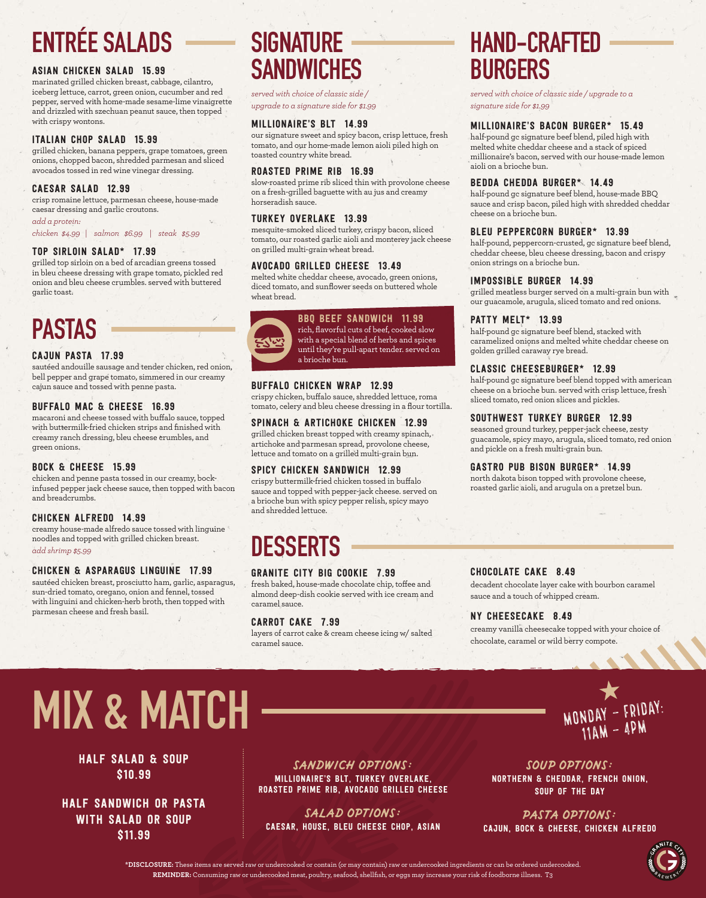# ENTRÉE SALADS

### ASIAN CHICKEN SALAD 15.99
marinated grilled chicken breast, cabbage, cilantro, iceberg lettuce, carrot, green onion, cucumber and red pepper, served with home-made sesame-lime vinaigrette and drizzled with szechuan peanut sauce, then topped with crispy wontons.

### ITALIAN CHOP SALAD 15.99
grilled chicken, banana peppers, grape tomatoes, green onions, chopped bacon, shredded parmesan and sliced avocados tossed in red wine vinegar dressing.

### CAESAR SALAD 12.99
crisp romaine lettuce, parmesan cheese, house-made caesar dressing and garlic croutons.

*add a protein:*
*chicken $4.99 | salmon $6.99 | steak $5.99*

### TOP SIRLOIN SALAD* 17.99
grilled top sirloin on a bed of arcadian greens tossed in bleu cheese dressing with grape tomato, pickled red onion and bleu cheese crumbles. served with buttered garlic toast.

# PASTAS

### CAJUN PASTA 17.99
sautéed andouille sausage and tender chicken, red onion, bell pepper and grape tomato, simmered in our creamy cajun sauce and tossed with penne pasta.

### BUFFALO MAC & CHEESE 16.99
macaroni and cheese tossed with buffalo sauce, topped with buttermilk-fried chicken strips and finished with creamy ranch dressing, bleu cheese crumbles, and green onions.

### BOCK & CHEESE 15.99
chicken and penne pasta tossed in our creamy, bock-infused pepper jack cheese sauce, then topped with bacon and breadcrumbs.

### CHICKEN ALFREDO 14.99
creamy house-made alfredo sauce tossed with linguine noodles and topped with grilled chicken breast.

*add shrimp $5.99*

### CHICKEN & ASPARAGUS LINGUINE 17.99
sautéed chicken breast, prosciutto ham, garlic, asparagus, sun-dried tomato, oregano, onion and fennel, tossed with linguine and chicken-herb broth, then topped with parmesan cheese and fresh basil.

# SIGNATURE SANDWICHES

*served with choice of classic side / upgrade to a signature side for $1.99*

### MILLIONAIRE'S BLT 14.99
our signature sweet and spicy bacon, crisp lettuce, fresh tomato, and our home-made lemon aioli piled high on toasted country white bread.

### ROASTED PRIME RIB 16.99
slow-roasted prime rib sliced thin with provolone cheese on a fresh-grilled baguette with au jus and creamy horseradish sauce.

### TURKEY OVERLAKE 13.99
mesquite-smoked sliced turkey, crispy bacon, sliced tomato, our roasted garlic aioli and monterey jack cheese on grilled multi-grain wheat bread.

### AVOCADO GRILLED CHEESE 13.49
melted white cheddar cheese, avocado, green onions, diced tomato, and sunflower seeds on buttered whole wheat bread.

### BBQ BEEF SANDWICH 11.99
rich, flavorful cuts of beef, cooked slow with a special blend of herbs and spices until they're pull-apart tender. served on a brioche bun.

### BUFFALO CHICKEN WRAP 12.99
crispy chicken, buffalo sauce, shredded lettuce, roma tomato, celery and bleu cheese dressing in a flour tortilla.

### SPINACH & ARTICHOKE CHICKEN 12.99
grilled chicken breast topped with creamy spinach, artichoke and parmesan spread, provolone cheese, lettuce and tomato on a grilled multi-grain bun.

### SPICY CHICKEN SANDWICH 12.99
crispy buttermilk-fried chicken tossed in buffalo sauce and topped with pepper-jack cheese. served on a brioche bun with spicy pepper relish, spicy mayo and shredded lettuce.

# HAND-CRAFTED BURGERS

*served with choice of classic side / upgrade to a signature side for $1.99*

### MILLIONAIRE'S BACON BURGER* 15.49
half-pound gc signature beef blend, piled high with melted white cheddar cheese and a stack of spiced millionaire's bacon, served with our house-made lemon aioli on a brioche bun.

### BEDDA CHEDDA BURGER* 14.49
half-pound gc signature beef blend, house-made BBQ sauce and crisp bacon, piled high with shredded cheddar cheese on a brioche bun.

### BLEU PEPPERCORN BURGER* 13.99
half-pound, peppercorn-crusted, gc signature beef blend, cheddar cheese, bleu cheese dressing, bacon and crispy onion strings on a brioche bun.

### IMPOSSIBLE BURGER 14.99
grilled meatless burger served on a multi-grain bun with our guacamole, arugula, sliced tomato and red onions.

### PATTY MELT* 13.99
half-pound gc signature beef blend, stacked with caramelized onions and melted white cheddar cheese on golden grilled caraway rye bread.

### CLASSIC CHEESEBURGER* 12.99
half-pound gc signature beef blend topped with american cheese on a brioche bun. served with crisp lettuce, fresh sliced tomato, red onion slices and pickles.

### SOUTHWEST TURKEY BURGER 12.99
seasoned ground turkey, pepper-jack cheese, zesty guacamole, spicy mayo, arugula, sliced tomato, red onion and pickle on a fresh multi-grain bun.

### GASTRO PUB BISON BURGER* 14.99
north dakota bison topped with provolone cheese, roasted garlic aioli, and arugula on a pretzel bun.

# DESSERTS

### GRANITE CITY BIG COOKIE 7.99
fresh baked, house-made chocolate chip, toffee and almond deep-dish cookie served with ice cream and caramel sauce.

### CARROT CAKE 7.99
layers of carrot cake & cream cheese icing w/ salted caramel sauce.

### CHOCOLATE CAKE 8.49
decadent chocolate layer cake with bourbon caramel sauce and a touch of whipped cream.

### NY CHEESECAKE 8.49
creamy vanilla cheesecake topped with your choice of chocolate, caramel or wild berry compote.

# MIX & MATCH

MONDAY - FRIDAY: 11AM - 4PM

**HALF SALAD & SOUP $10.99**

**HALF SANDWICH OR PASTA WITH SALAD OR SOUP $11.99**

*SANDWICH OPTIONS:*
MILLIONAIRE'S BLT, TURKEY OVERLAKE, ROASTED PRIME RIB, AVOCADO GRILLED CHEESE

*SALAD OPTIONS:*
CAESAR, HOUSE, BLEU CHEESE CHOP, ASIAN

*SOUP OPTIONS:*
NORTHERN & CHEDDAR, FRENCH ONION, SOUP OF THE DAY

*PASTA OPTIONS:*
CAJUN, BOCK & CHEESE, CHICKEN ALFREDO

**\*DISCLOSURE:** These items are served raw or undercooked or contain (or may contain) raw or undercooked ingredients or can be ordered undercooked.
**REMINDER:** Consuming raw or undercooked meat, poultry, seafood, shellfish, or eggs may increase your risk of foodborne illness. T3